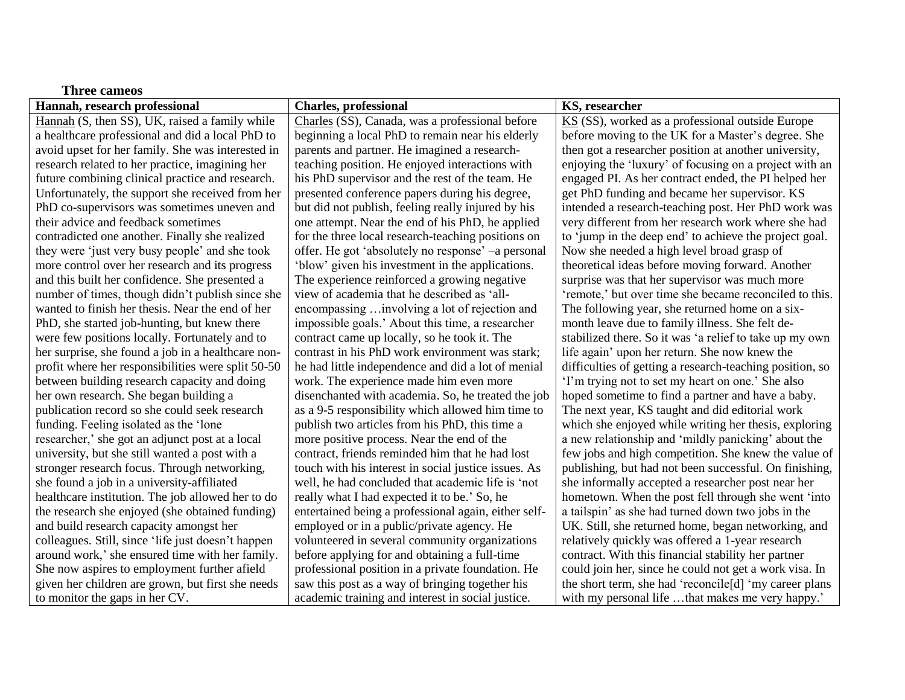**Three cameos**

| Hannah, research professional | Charles, professional | KS, researcher |
|---|---|---|
| Hannah (S, then SS), UK, raised a family while a healthcare professional and did a local PhD to avoid upset for her family. She was interested in research related to her practice, imagining her future combining clinical practice and research. Unfortunately, the support she received from her PhD co-supervisors was sometimes uneven and their advice and feedback sometimes contradicted one another. Finally she realized they were 'just very busy people' and she took more control over her research and its progress and this built her confidence. She presented a number of times, though didn't publish since she wanted to finish her thesis. Near the end of her PhD, she started job-hunting, but knew there were few positions locally. Fortunately and to her surprise, she found a job in a healthcare non-profit where her responsibilities were split 50-50 between building research capacity and doing her own research. She began building a publication record so she could seek research funding. Feeling isolated as the 'lone researcher,' she got an adjunct post at a local university, but she still wanted a post with a stronger research focus. Through networking, she found a job in a university-affiliated healthcare institution. The job allowed her to do the research she enjoyed (she obtained funding) and build research capacity amongst her colleagues. Still, since 'life just doesn't happen around work,' she ensured time with her family. She now aspires to employment further afield given her children are grown, but first she needs to monitor the gaps in her CV. | Charles (SS), Canada, was a professional before beginning a local PhD to remain near his elderly parents and partner. He imagined a research-teaching position. He enjoyed interactions with his PhD supervisor and the rest of the team. He presented conference papers during his degree, but did not publish, feeling really injured by his one attempt. Near the end of his PhD, he applied for the three local research-teaching positions on offer. He got 'absolutely no response' –a personal 'blow' given his investment in the applications. The experience reinforced a growing negative view of academia that he described as 'all-encompassing …involving a lot of rejection and impossible goals.' About this time, a researcher contract came up locally, so he took it. The contrast in his PhD work environment was stark; he had little independence and did a lot of menial work. The experience made him even more disenchanted with academia. So, he treated the job as a 9-5 responsibility which allowed him time to publish two articles from his PhD, this time a more positive process. Near the end of the contract, friends reminded him that he had lost touch with his interest in social justice issues. As well, he had concluded that academic life is 'not really what I had expected it to be.' So, he entertained being a professional again, either self-employed or in a public/private agency. He volunteered in several community organizations before applying for and obtaining a full-time professional position in a private foundation. He saw this post as a way of bringing together his academic training and interest in social justice. | KS (SS), worked as a professional outside Europe before moving to the UK for a Master's degree. She then got a researcher position at another university, enjoying the 'luxury' of focusing on a project with an engaged PI. As her contract ended, the PI helped her get PhD funding and became her supervisor. KS intended a research-teaching post. Her PhD work was very different from her research work where she had to 'jump in the deep end' to achieve the project goal. Now she needed a high level broad grasp of theoretical ideas before moving forward. Another surprise was that her supervisor was much more 'remote,' but over time she became reconciled to this. The following year, she returned home on a six-month leave due to family illness. She felt de-stabilized there. So it was 'a relief to take up my own life again' upon her return. She now knew the difficulties of getting a research-teaching position, so 'I'm trying not to set my heart on one.' She also hoped sometime to find a partner and have a baby. The next year, KS taught and did editorial work which she enjoyed while writing her thesis, exploring a new relationship and 'mildly panicking' about the few jobs and high competition. She knew the value of publishing, but had not been successful. On finishing, she informally accepted a researcher post near her hometown. When the post fell through she went 'into a tailspin' as she had turned down two jobs in the UK. Still, she returned home, began networking, and relatively quickly was offered a 1-year research contract. With this financial stability her partner could join her, since he could not get a work visa. In the short term, she had 'reconcile[d] 'my career plans with my personal life …that makes me very happy.' |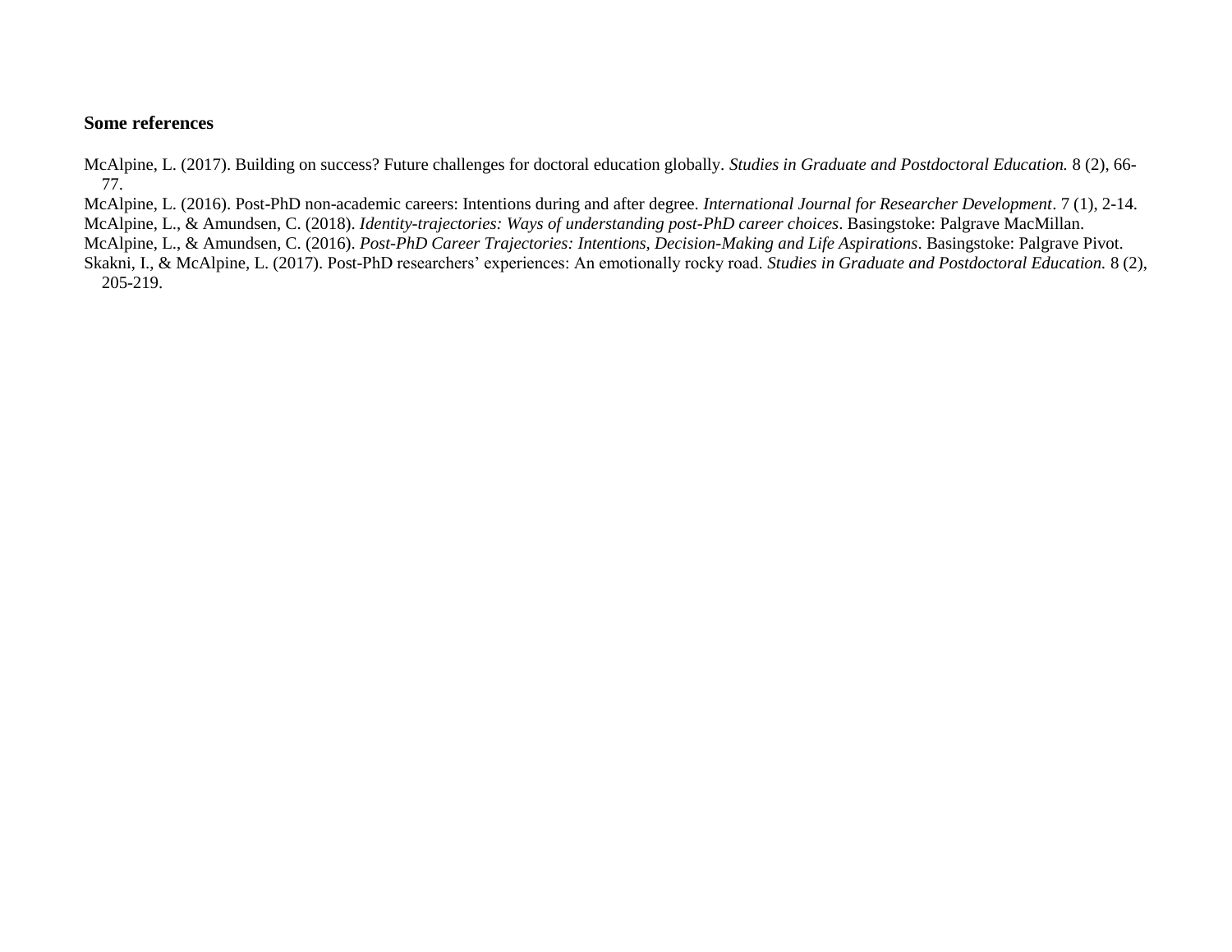**Some references**

McAlpine, L. (2017). Building on success? Future challenges for doctoral education globally. *Studies in Graduate and Postdoctoral Education.* 8 (2), 66-77.

McAlpine, L. (2016). Post-PhD non-academic careers: Intentions during and after degree. *International Journal for Researcher Development*. 7 (1), 2-14.

McAlpine, L., & Amundsen, C. (2018). *Identity-trajectories: Ways of understanding post-PhD career choices*. Basingstoke: Palgrave MacMillan.

McAlpine, L., & Amundsen, C. (2016). *Post-PhD Career Trajectories: Intentions, Decision-Making and Life Aspirations*. Basingstoke: Palgrave Pivot.

Skakni, I., & McAlpine, L. (2017). Post-PhD researchers' experiences: An emotionally rocky road. *Studies in Graduate and Postdoctoral Education.* 8 (2), 205-219.